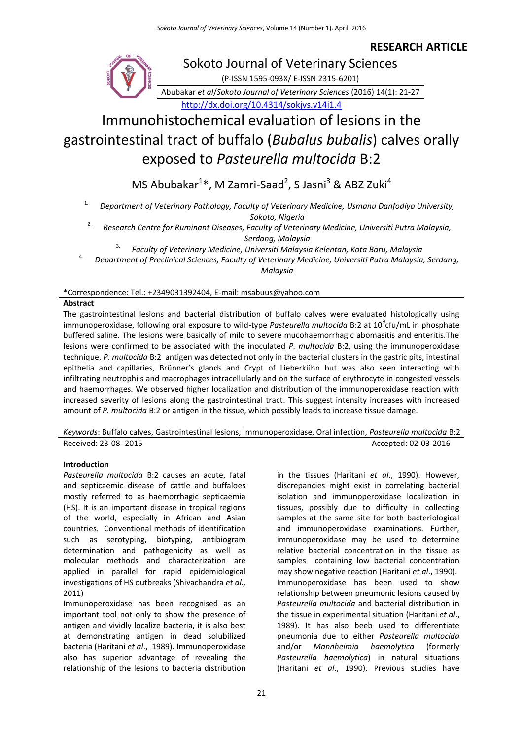**RESEARCH ARTICLE**

Sokoto Journal of Veterinary Sciences

(P-ISSN 1595-093X/ E-ISSN 2315-6201)

Abubakar *et al*/Sokoto Journal of Veterinary Sciences (2016) 14(1): 21-27

http://dx.doi.org/10.4314/sokjvs.v14i1.4

# Immunohistochemical evaluation of lesions in the gastrointestinal tract of buffalo (*Bubalus bubalis*) calves orally exposed to *Pasteurella multocida* B:2

MS Abubakar[1]*, M Zamri-Saad[2], S Jasni[3] & ABZ Zuki[4]

1. *Department of Veterinary Pathology, Faculty of Veterinary Medicine, Usmanu Danfodiyo University, Sokoto, Nigeria*
2. *Research Centre for Ruminant Diseases, Faculty of Veterinary Medicine, Universiti Putra Malaysia, Serdang, Malaysia*
3. *Faculty of Veterinary Medicine, Universiti Malaysia Kelentan, Kota Baru, Malaysia*
4. *Department of Preclinical Sciences, Faculty of Veterinary Medicine, Universiti Putra Malaysia, Serdang, Malaysia*

*Correspondence: Tel.: +2349031392404, E-mail: msabuus@yahoo.com

## Abstract

The gastrointestinal lesions and bacterial distribution of buffalo calves were evaluated histologically using immunoperoxidase, following oral exposure to wild-type *Pasteurella multocida* B:2 at $10^9$cfu/mL in phosphate buffered saline. The lesions were basically of mild to severe mucohaemorrhagic abomasitis and enteritis.The lesions were confirmed to be associated with the inoculated *P. multocida* B:2, using the immunoperoxidase technique. *P. multocida* B:2 antigen was detected not only in the bacterial clusters in the gastric pits, intestinal epithelia and capillaries, Brünner's glands and Crypt of Lieberkühn but was also seen interacting with infiltrating neutrophils and macrophages intracellularly and on the surface of erythrocyte in congested vessels and haemorrhages. We observed higher localization and distribution of the immunoperoxidase reaction with increased severity of lesions along the gastrointestinal tract. This suggest intensity increases with increased amount of *P. multocida* B:2 or antigen in the tissue, which possibly leads to increase tissue damage.

*Keywords*: Buffalo calves, Gastrointestinal lesions, Immunoperoxidase, Oral infection, *Pasteurella multocida* B:2

Received: 23-08- 2015 Accepted: 02-03-2016

## Introduction

*Pasteurella multocida* B:2 causes an acute, fatal and septicaemic disease of cattle and buffaloes mostly referred to as haemorrhagic septicaemia (HS). It is an important disease in tropical regions of the world, especially in African and Asian countries. Conventional methods of identification such as serotyping, biotyping, antibiogram determination and pathogenicity as well as molecular methods and characterization are applied in parallel for rapid epidemiological investigations of HS outbreaks (Shivachandra *et al.,* 2011)

Immunoperoxidase has been recognised as an important tool not only to show the presence of antigen and vividly localize bacteria, it is also best at demonstrating antigen in dead solubilized bacteria (Haritani *et al*., 1989). Immunoperoxidase also has superior advantage of revealing the relationship of the lesions to bacteria distribution in the tissues (Haritani *et al*., 1990). However, discrepancies might exist in correlating bacterial isolation and immunoperoxidase localization in tissues, possibly due to difficulty in collecting samples at the same site for both bacteriological and immunoperoxidase examinations. Further, immunoperoxidase may be used to determine relative bacterial concentration in the tissue as samples containing low bacterial concentration may show negative reaction (Haritani *et al*., 1990). Immunoperoxidase has been used to show relationship between pneumonic lesions caused by *Pasteurella multocida* and bacterial distribution in the tissue in experimental situation (Haritani *et al*., 1989). It has also beeb used to differentiate pneumonia due to either *Pasteurella multocida* and/or *Mannheimia haemolytica* (formerly *Pasteurella haemolytica*) in natural situations (Haritani *et al*., 1990). Previous studies have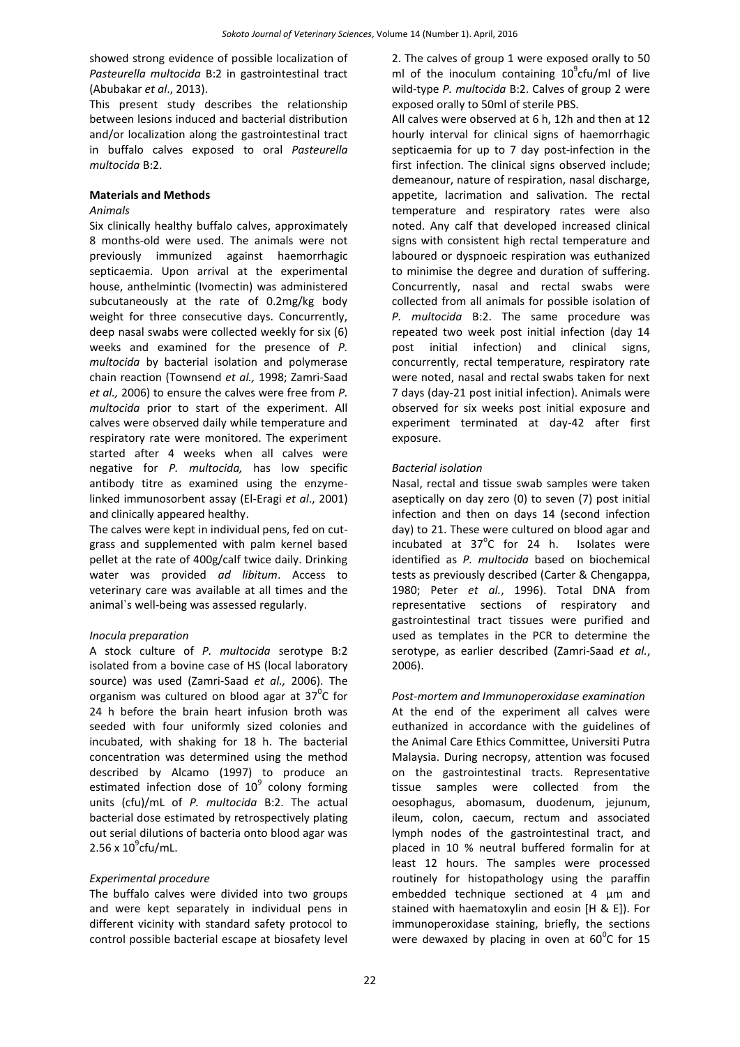showed strong evidence of possible localization of *Pasteurella multocida* B:2 in gastrointestinal tract (Abubakar *et al*., 2013).

This present study describes the relationship between lesions induced and bacterial distribution and/or localization along the gastrointestinal tract in buffalo calves exposed to oral *Pasteurella multocida* B:2.

## Materials and Methods

### *Animals*

Six clinically healthy buffalo calves, approximately 8 months-old were used. The animals were not previously immunized against haemorrhagic septicaemia. Upon arrival at the experimental house, anthelmintic (Ivomectin) was administered subcutaneously at the rate of 0.2mg/kg body weight for three consecutive days. Concurrently, deep nasal swabs were collected weekly for six (6) weeks and examined for the presence of *P. multocida* by bacterial isolation and polymerase chain reaction (Townsend *et al.,* 1998; Zamri-Saad *et al.,* 2006) to ensure the calves were free from *P. multocida* prior to start of the experiment. All calves were observed daily while temperature and respiratory rate were monitored. The experiment started after 4 weeks when all calves were negative for *P. multocida,* has low specific antibody titre as examined using the enzyme-linked immunosorbent assay (El-Eragi *et al*., 2001) and clinically appeared healthy.

The calves were kept in individual pens, fed on cut-grass and supplemented with palm kernel based pellet at the rate of 400g/calf twice daily. Drinking water was provided *ad libitum*. Access to veterinary care was available at all times and the animal`s well-being was assessed regularly.

### *Inocula preparation*

A stock culture of *P. multocida* serotype B:2 isolated from a bovine case of HS (local laboratory source) was used (Zamri-Saad *et al.,* 2006). The organism was cultured on blood agar at $37^0$C for 24 h before the brain heart infusion broth was seeded with four uniformly sized colonies and incubated, with shaking for 18 h. The bacterial concentration was determined using the method described by Alcamo (1997) to produce an estimated infection dose of $10^9$ colony forming units (cfu)/mL of *P. multocida* B:2. The actual bacterial dose estimated by retrospectively plating out serial dilutions of bacteria onto blood agar was $2.56 \times 10^9$cfu/mL.

### *Experimental procedure*

The buffalo calves were divided into two groups and were kept separately in individual pens in different vicinity with standard safety protocol to control possible bacterial escape at biosafety level 2. The calves of group 1 were exposed orally to 50 ml of the inoculum containing $10^9$cfu/ml of live wild-type *P. multocida* B:2. Calves of group 2 were exposed orally to 50ml of sterile PBS.

All calves were observed at 6 h, 12h and then at 12 hourly interval for clinical signs of haemorrhagic septicaemia for up to 7 day post-infection in the first infection. The clinical signs observed include; demeanour, nature of respiration, nasal discharge, appetite, lacrimation and salivation. The rectal temperature and respiratory rates were also noted. Any calf that developed increased clinical signs with consistent high rectal temperature and laboured or dyspnoeic respiration was euthanized to minimise the degree and duration of suffering. Concurrently, nasal and rectal swabs were collected from all animals for possible isolation of *P. multocida* B:2. The same procedure was repeated two week post initial infection (day 14 post initial infection) and clinical signs, concurrently, rectal temperature, respiratory rate were noted, nasal and rectal swabs taken for next 7 days (day-21 post initial infection). Animals were observed for six weeks post initial exposure and experiment terminated at day-42 after first exposure.

### *Bacterial isolation*

Nasal, rectal and tissue swab samples were taken aseptically on day zero (0) to seven (7) post initial infection and then on days 14 (second infection day) to 21. These were cultured on blood agar and incubated at $37^o$C for 24 h. Isolates were identified as *P. multocida* based on biochemical tests as previously described (Carter & Chengappa, 1980; Peter *et al.*, 1996). Total DNA from representative sections of respiratory and gastrointestinal tract tissues were purified and used as templates in the PCR to determine the serotype, as earlier described (Zamri-Saad *et al.*, 2006).

### *Post-mortem and Immunoperoxidase examination*

At the end of the experiment all calves were euthanized in accordance with the guidelines of the Animal Care Ethics Committee, Universiti Putra Malaysia. During necropsy, attention was focused on the gastrointestinal tracts. Representative tissue samples were collected from the oesophagus, abomasum, duodenum, jejunum, ileum, colon, caecum, rectum and associated lymph nodes of the gastrointestinal tract, and placed in 10 % neutral buffered formalin for at least 12 hours. The samples were processed routinely for histopathology using the paraffin embedded technique sectioned at 4 µm and stained with haematoxylin and eosin [H & E]). For immunoperoxidase staining, briefly, the sections were dewaxed by placing in oven at $60^0$C for 15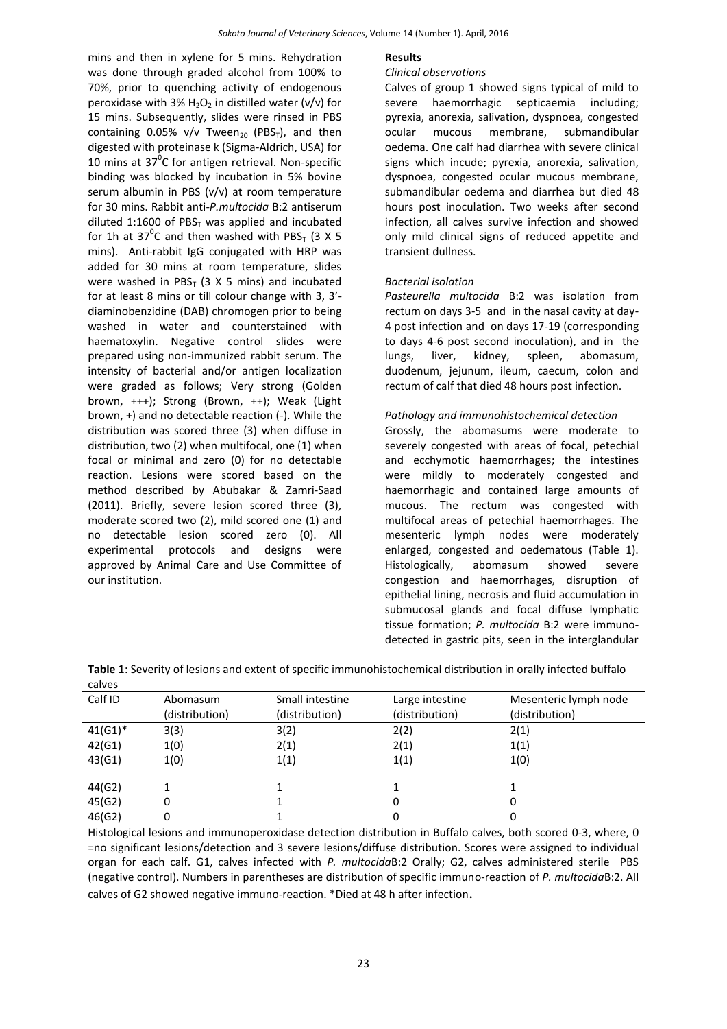mins and then in xylene for 5 mins. Rehydration was done through graded alcohol from 100% to 70%, prior to quenching activity of endogenous peroxidase with 3% $H_2O_2$ in distilled water (v/v) for 15 mins. Subsequently, slides were rinsed in PBS containing 0.05% v/v $Tween_{20}$ ($PBS_T$), and then digested with proteinase k (Sigma-Aldrich, USA) for 10 mins at $37^0$C for antigen retrieval. Non-specific binding was blocked by incubation in 5% bovine serum albumin in PBS (v/v) at room temperature for 30 mins. Rabbit anti-*P.multocida* B:2 antiserum diluted 1:1600 of $PBS_T$ was applied and incubated for 1h at $37^0$C and then washed with $PBS_T$ (3 X 5 mins). Anti-rabbit IgG conjugated with HRP was added for 30 mins at room temperature, slides were washed in $PBS_T$ (3 X 5 mins) and incubated for at least 8 mins or till colour change with 3, 3'-diaminobenzidine (DAB) chromogen prior to being washed in water and counterstained with haematoxylin. Negative control slides were prepared using non-immunized rabbit serum. The intensity of bacterial and/or antigen localization were graded as follows; Very strong (Golden brown, +++); Strong (Brown, ++); Weak (Light brown, +) and no detectable reaction (-). While the distribution was scored three (3) when diffuse in distribution, two (2) when multifocal, one (1) when focal or minimal and zero (0) for no detectable reaction. Lesions were scored based on the method described by Abubakar & Zamri-Saad (2011). Briefly, severe lesion scored three (3), moderate scored two (2), mild scored one (1) and no detectable lesion scored zero (0). All experimental protocols and designs were approved by Animal Care and Use Committee of our institution.

## Results

### *Clinical observations*

Calves of group 1 showed signs typical of mild to severe haemorrhagic septicaemia including; pyrexia, anorexia, salivation, dyspnoea, congested ocular mucous membrane, submandibular oedema. One calf had diarrhea with severe clinical signs which incude; pyrexia, anorexia, salivation, dyspnoea, congested ocular mucous membrane, submandibular oedema and diarrhea but died 48 hours post inoculation. Two weeks after second infection, all calves survive infection and showed only mild clinical signs of reduced appetite and transient dullness.

### *Bacterial isolation*

*Pasteurella multocida* B:2 was isolation from rectum on days 3-5 and in the nasal cavity at day-4 post infection and on days 17-19 (corresponding to days 4-6 post second inoculation), and in the lungs, liver, kidney, spleen, abomasum, duodenum, jejunum, ileum, caecum, colon and rectum of calf that died 48 hours post infection.

### *Pathology and immunohistochemical detection*

Grossly, the abomasums were moderate to severely congested with areas of focal, petechial and ecchymotic haemorrhages; the intestines were mildly to moderately congested and haemorrhagic and contained large amounts of mucous. The rectum was congested with multifocal areas of petechial haemorrhages. The mesenteric lymph nodes were moderately enlarged, congested and oedematous (Table 1). Histologically, abomasum showed severe congestion and haemorrhages, disruption of epithelial lining, necrosis and fluid accumulation in submucosal glands and focal diffuse lymphatic tissue formation; *P. multocida* B:2 were immuno-detected in gastric pits, seen in the interglandular

**Table 1**: Severity of lesions and extent of specific immunohistochemical distribution in orally infected buffalo calves

| Calf ID | Abomasum (distribution) | Small intestine (distribution) | Large intestine (distribution) | Mesenteric lymph node (distribution) |
|---|---|---|---|---|
| 41(G1)* | 3(3) | 3(2) | 2(2) | 2(1) |
| 42(G1) | 1(0) | 2(1) | 2(1) | 1(1) |
| 43(G1) | 1(0) | 1(1) | 1(1) | 1(0) |
| 44(G2) | 1 | 1 | 1 | 1 |
| 45(G2) | 0 | 1 | 0 | 0 |
| 46(G2) | 0 | 1 | 0 | 0 |

Histological lesions and immunoperoxidase detection distribution in Buffalo calves, both scored 0-3, where, 0 =no significant lesions/detection and 3 severe lesions/diffuse distribution. Scores were assigned to individual organ for each calf. G1, calves infected with *P. multocida*B:2 Orally; G2, calves administered sterile PBS (negative control). Numbers in parentheses are distribution of specific immuno-reaction of *P. multocida*B:2. All calves of G2 showed negative immuno-reaction. *Died at 48 h after infection.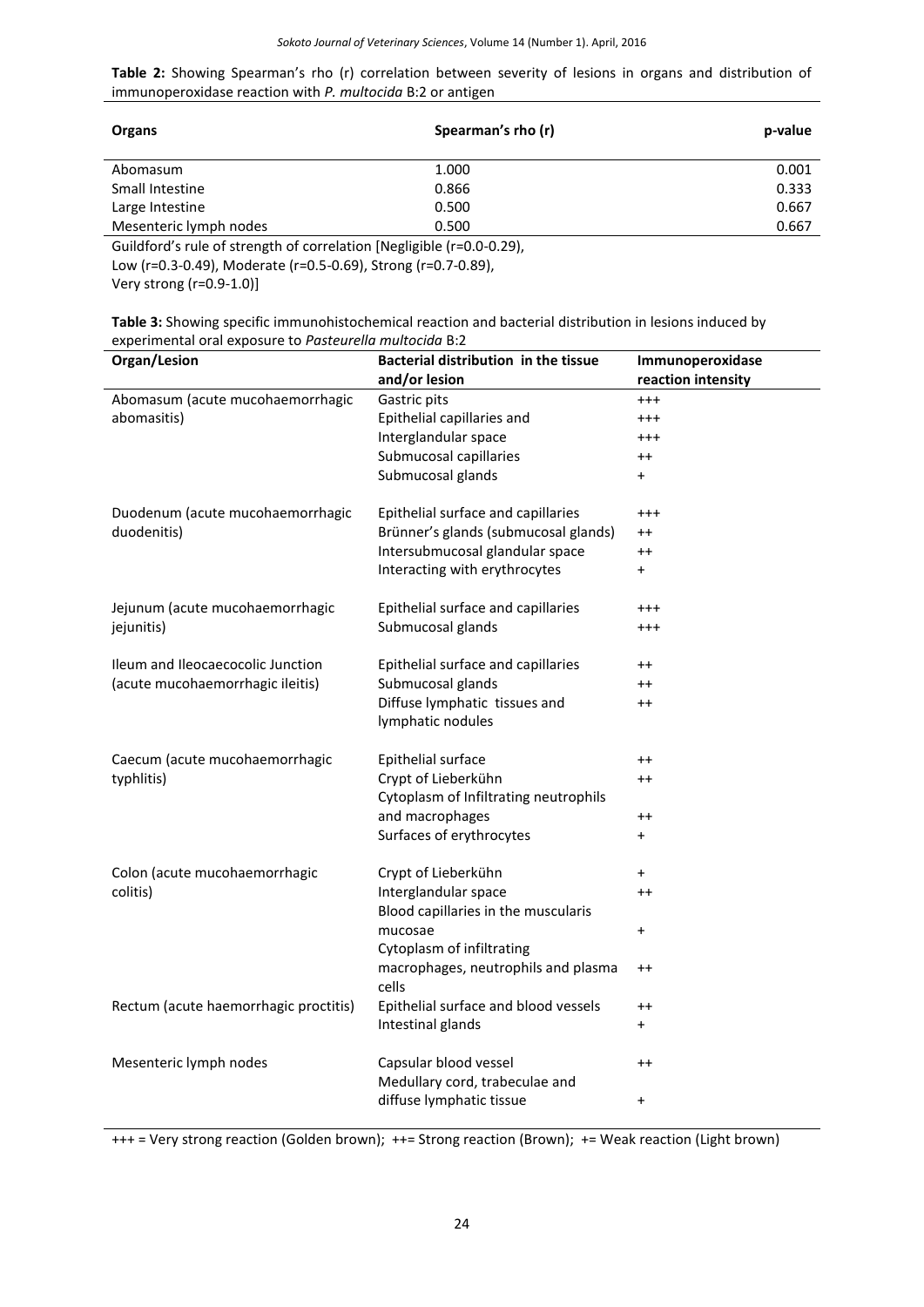**Table 2:** Showing Spearman's rho (r) correlation between severity of lesions in organs and distribution of immunoperoxidase reaction with *P. multocida* B:2 or antigen

| Organs | Spearman's rho (r) | p-value |
|---|---|---|
| Abomasum | 1.000 | 0.001 |
| Small Intestine | 0.866 | 0.333 |
| Large Intestine | 0.500 | 0.667 |
| Mesenteric lymph nodes | 0.500 | 0.667 |

Guildford's rule of strength of correlation [Negligible (r=0.0-0.29), Low (r=0.3-0.49), Moderate (r=0.5-0.69), Strong (r=0.7-0.89), Very strong (r=0.9-1.0)]

**Table 3:** Showing specific immunohistochemical reaction and bacterial distribution in lesions induced by experimental oral exposure to *Pasteurella multocida* B:2

| Organ/Lesion | Bacterial distribution in the tissue and/or lesion | Immunoperoxidase reaction intensity |
|---|---|---|
| Abomasum (acute mucohaemorrhagic abomasitis) | Gastric pits | +++ |
| | Epithelial capillaries and | +++ |
| | Interglandular space | +++ |
| | Submucosal capillaries | ++ |
| | Submucosal glands | + |
| Duodenum (acute mucohaemorrhagic duodenitis) | Epithelial surface and capillaries | +++ |
| | Brünner's glands (submucosal glands) | ++ |
| | Intersubmucosal glandular space | ++ |
| | Interacting with erythrocytes | + |
| Jejunum (acute mucohaemorrhagic jejunitis) | Epithelial surface and capillaries | +++ |
| | Submucosal glands | +++ |
| Ileum and Ileocaecocolic Junction (acute mucohaemorrhagic ileitis) | Epithelial surface and capillaries | ++ |
| | Submucosal glands | ++ |
| | Diffuse lymphatic tissues and lymphatic nodules | ++ |
| Caecum (acute mucohaemorrhagic typhlitis) | Epithelial surface | ++ |
| | Crypt of Lieberkühn | ++ |
| | Cytoplasm of Infiltrating neutrophils and macrophages | ++ |
| | Surfaces of erythrocytes | + |
| Colon (acute mucohaemorrhagic colitis) | Crypt of Lieberkühn | + |
| | Interglandular space | ++ |
| | Blood capillaries in the muscularis mucosae | + |
| | Cytoplasm of infiltrating macrophages, neutrophils and plasma cells | ++ |
| Rectum (acute haemorrhagic proctitis) | Epithelial surface and blood vessels | ++ |
| | Intestinal glands | + |
| Mesenteric lymph nodes | Capsular blood vessel | ++ |
| | Medullary cord, trabeculae and diffuse lymphatic tissue | + |

+++ = Very strong reaction (Golden brown); ++= Strong reaction (Brown); += Weak reaction (Light brown)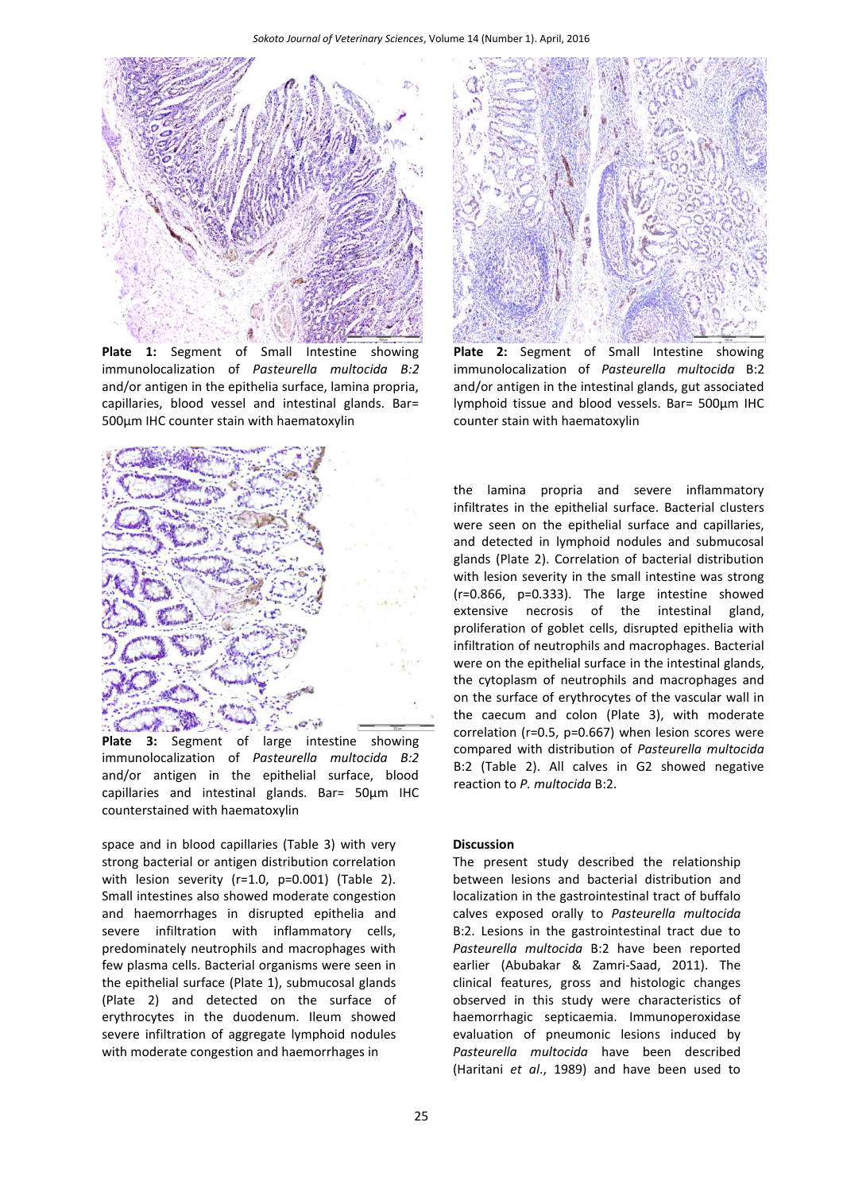**Plate 1:** Segment of Small Intestine showing immunolocalization of *Pasteurella multocida B:2* and/or antigen in the epithelia surface, lamina propria, capillaries, blood vessel and intestinal glands. Bar= 500µm IHC counter stain with haematoxylin

**Plate 2:** Segment of Small Intestine showing immunolocalization of *Pasteurella multocida* B:2 and/or antigen in the intestinal glands, gut associated lymphoid tissue and blood vessels. Bar= 500µm IHC counter stain with haematoxylin

**Plate 3:** Segment of large intestine showing immunolocalization of *Pasteurella multocida B:2* and/or antigen in the epithelial surface, blood capillaries and intestinal glands. Bar= 50µm IHC counterstained with haematoxylin

space and in blood capillaries (Table 3) with very strong bacterial or antigen distribution correlation with lesion severity (r=1.0, p=0.001) (Table 2). Small intestines also showed moderate congestion and haemorrhages in disrupted epithelia and severe infiltration with inflammatory cells, predominately neutrophils and macrophages with few plasma cells. Bacterial organisms were seen in the epithelial surface (Plate 1), submucosal glands (Plate 2) and detected on the surface of erythrocytes in the duodenum. Ileum showed severe infiltration of aggregate lymphoid nodules with moderate congestion and haemorrhages in the lamina propria and severe inflammatory infiltrates in the epithelial surface. Bacterial clusters were seen on the epithelial surface and capillaries, and detected in lymphoid nodules and submucosal glands (Plate 2). Correlation of bacterial distribution with lesion severity in the small intestine was strong (r=0.866, p=0.333). The large intestine showed extensive necrosis of the intestinal gland, proliferation of goblet cells, disrupted epithelia with infiltration of neutrophils and macrophages. Bacterial were on the epithelial surface in the intestinal glands, the cytoplasm of neutrophils and macrophages and on the surface of erythrocytes of the vascular wall in the caecum and colon (Plate 3), with moderate correlation (r=0.5, p=0.667) when lesion scores were compared with distribution of *Pasteurella multocida* B:2 (Table 2). All calves in G2 showed negative reaction to *P. multocida* B:2.

## Discussion

The present study described the relationship between lesions and bacterial distribution and localization in the gastrointestinal tract of buffalo calves exposed orally to *Pasteurella multocida* B:2. Lesions in the gastrointestinal tract due to *Pasteurella multocida* B:2 have been reported earlier (Abubakar & Zamri-Saad, 2011). The clinical features, gross and histologic changes observed in this study were characteristics of haemorrhagic septicaemia. Immunoperoxidase evaluation of pneumonic lesions induced by *Pasteurella multocida* have been described (Haritani *et al*., 1989) and have been used to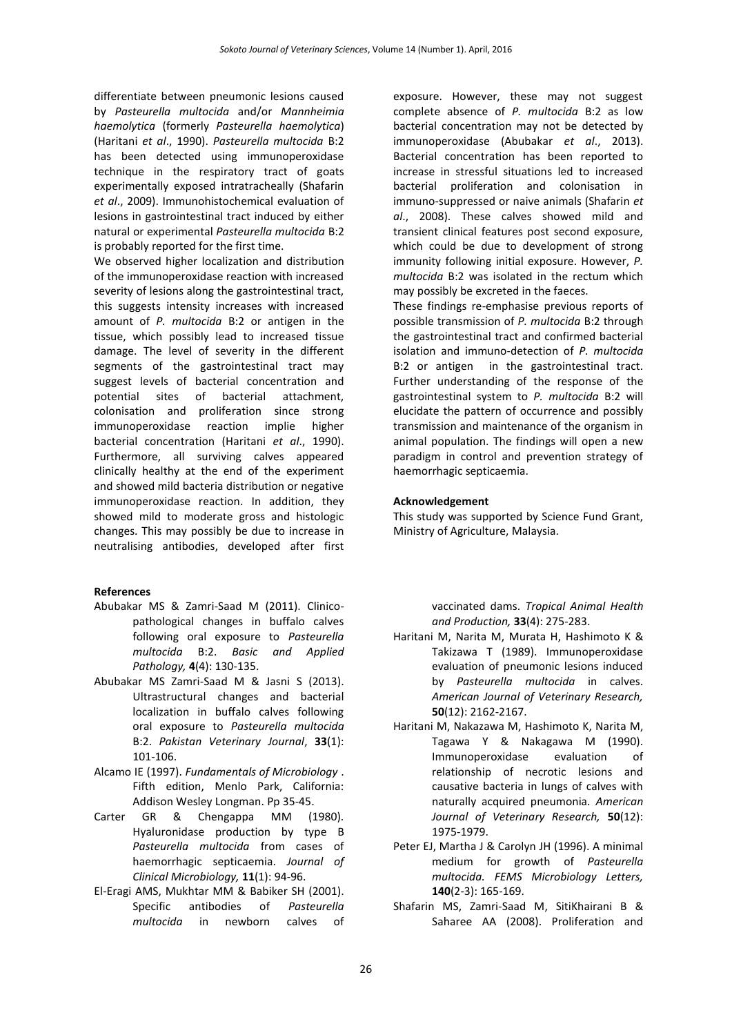differentiate between pneumonic lesions caused by *Pasteurella multocida* and/or *Mannheimia haemolytica* (formerly *Pasteurella haemolytica*) (Haritani *et al*., 1990). *Pasteurella multocida* B:2 has been detected using immunoperoxidase technique in the respiratory tract of goats experimentally exposed intratracheally (Shafarin *et al*., 2009). Immunohistochemical evaluation of lesions in gastrointestinal tract induced by either natural or experimental *Pasteurella multocida* B:2 is probably reported for the first time.

We observed higher localization and distribution of the immunoperoxidase reaction with increased severity of lesions along the gastrointestinal tract, this suggests intensity increases with increased amount of *P. multocida* B:2 or antigen in the tissue, which possibly lead to increased tissue damage. The level of severity in the different segments of the gastrointestinal tract may suggest levels of bacterial concentration and potential sites of bacterial attachment, colonisation and proliferation since strong immunoperoxidase reaction implie higher bacterial concentration (Haritani *et al*., 1990). Furthermore, all surviving calves appeared clinically healthy at the end of the experiment and showed mild bacteria distribution or negative immunoperoxidase reaction. In addition, they showed mild to moderate gross and histologic changes. This may possibly be due to increase in neutralising antibodies, developed after first exposure. However, these may not suggest complete absence of *P. multocida* B:2 as low bacterial concentration may not be detected by immunoperoxidase (Abubakar *et al*., 2013). Bacterial concentration has been reported to increase in stressful situations led to increased bacterial proliferation and colonisation in immuno-suppressed or naive animals (Shafarin *et al*., 2008). These calves showed mild and transient clinical features post second exposure, which could be due to development of strong immunity following initial exposure. However, *P. multocida* B:2 was isolated in the rectum which may possibly be excreted in the faeces.

These findings re-emphasise previous reports of possible transmission of *P. multocida* B:2 through the gastrointestinal tract and confirmed bacterial isolation and immuno-detection of *P. multocida* B:2 or antigen in the gastrointestinal tract. Further understanding of the response of the gastrointestinal system to *P. multocida* B:2 will elucidate the pattern of occurrence and possibly transmission and maintenance of the organism in animal population. The findings will open a new paradigm in control and prevention strategy of haemorrhagic septicaemia.

**Acknowledgement**

This study was supported by Science Fund Grant, Ministry of Agriculture, Malaysia.

**References**

Abubakar MS & Zamri-Saad M (2011). Clinico-pathological changes in buffalo calves following oral exposure to *Pasteurella multocida* B:2. *Basic and Applied Pathology,* **4**(4): 130-135.

Abubakar MS Zamri-Saad M & Jasni S (2013). Ultrastructural changes and bacterial localization in buffalo calves following oral exposure to *Pasteurella multocida* B:2. *Pakistan Veterinary Journal*, **33**(1): 101-106.

Alcamo IE (1997). *Fundamentals of Microbiology* . Fifth edition, Menlo Park, California: Addison Wesley Longman. Pp 35-45.

Carter GR & Chengappa MM (1980). Hyaluronidase production by type B *Pasteurella multocida* from cases of haemorrhagic septicaemia. *Journal of Clinical Microbiology,* **11**(1): 94-96.

El-Eragi AMS, Mukhtar MM & Babiker SH (2001). Specific antibodies of *Pasteurella multocida* in newborn calves of vaccinated dams. *Tropical Animal Health and Production,* **33**(4): 275-283.

Haritani M, Narita M, Murata H, Hashimoto K & Takizawa T (1989). Immunoperoxidase evaluation of pneumonic lesions induced by *Pasteurella multocida* in calves. *American Journal of Veterinary Research,* **50**(12): 2162-2167.

Haritani M, Nakazawa M, Hashimoto K, Narita M, Tagawa Y & Nakagawa M (1990). Immunoperoxidase evaluation of relationship of necrotic lesions and causative bacteria in lungs of calves with naturally acquired pneumonia. *American Journal of Veterinary Research,* **50**(12): 1975-1979.

Peter EJ, Martha J & Carolyn JH (1996). A minimal medium for growth of *Pasteurella multocida. FEMS Microbiology Letters,* **140**(2-3): 165-169.

Shafarin MS, Zamri-Saad M, SitiKhairani B & Saharee AA (2008). Proliferation and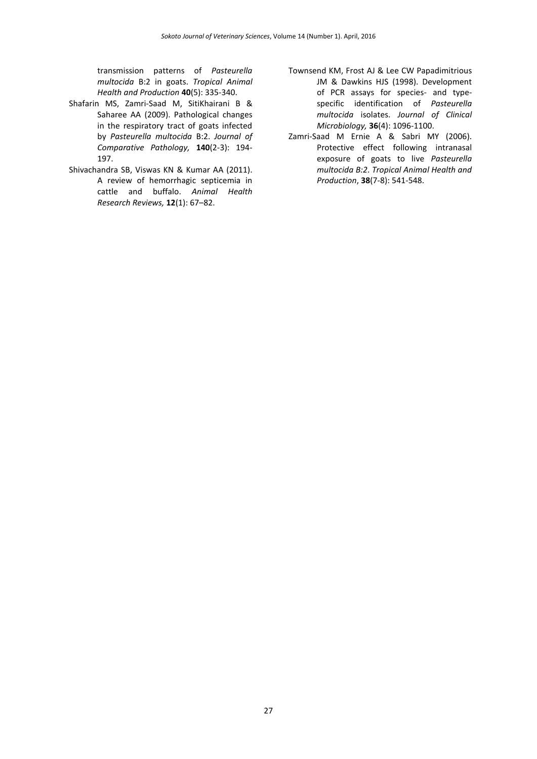transmission patterns of *Pasteurella multocida* B:2 in goats. *Tropical Animal Health and Production* **40**(5): 335-340.

Shafarin MS, Zamri-Saad M, SitiKhairani B & Saharee AA (2009). Pathological changes in the respiratory tract of goats infected by *Pasteurella multocida* B:2. *Journal of Comparative Pathology,* **140**(2-3): 194-197.

Shivachandra SB, Viswas KN & Kumar AA (2011). A review of hemorrhagic septicemia in cattle and buffalo. *Animal Health Research Reviews,* **12**(1): 67–82.

Townsend KM, Frost AJ & Lee CW Papadimitrious JM & Dawkins HJS (1998). Development of PCR assays for species- and type-specific identification of *Pasteurella multocida* isolates. *Journal of Clinical Microbiology,* **36**(4): 1096-1100.

Zamri-Saad M Ernie A & Sabri MY (2006). Protective effect following intranasal exposure of goats to live *Pasteurella multocida B:2*. *Tropical Animal Health and Production*, **38**(7-8): 541-548.